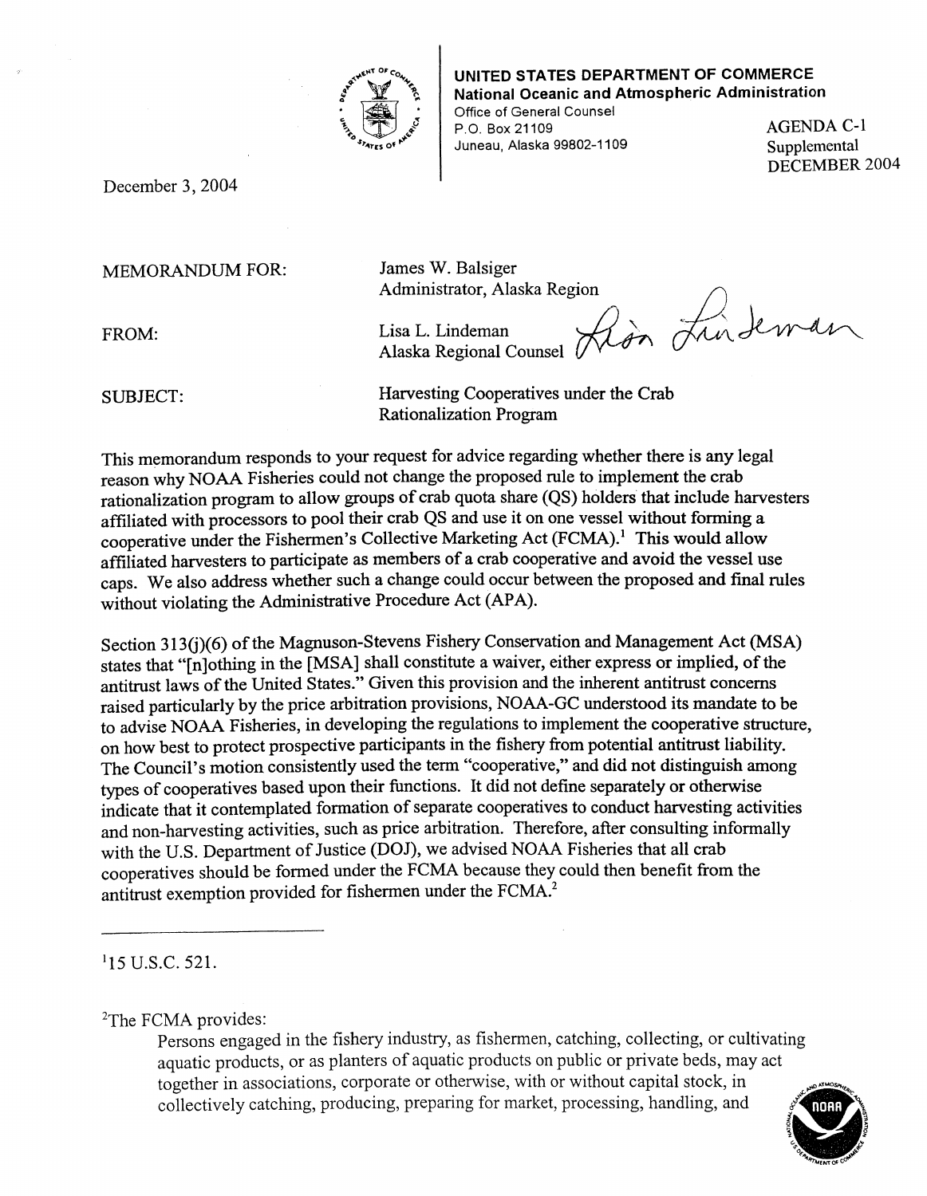**UNITED STATES DEPARTMENT OF COMMERCE**
**National Oceanic and Atmospheric Administration**
Office of General Counsel
P.O. Box 21109
Juneau, Alaska 99802-1109

AGENDA C-1
Supplemental
DECEMBER 2004

December 3, 2004

MEMORANDUM FOR: James W. Balsiger
Administrator, Alaska Region

FROM: Lisa L. Lindeman
Alaska Regional Counsel

SUBJECT: Harvesting Cooperatives under the Crab Rationalization Program

This memorandum responds to your request for advice regarding whether there is any legal reason why NOAA Fisheries could not change the proposed rule to implement the crab rationalization program to allow groups of crab quota share (QS) holders that include harvesters affiliated with processors to pool their crab QS and use it on one vessel without forming a cooperative under the Fishermen's Collective Marketing Act (FCMA).[1] This would allow affiliated harvesters to participate as members of a crab cooperative and avoid the vessel use caps. We also address whether such a change could occur between the proposed and final rules without violating the Administrative Procedure Act (APA).

Section 313(j)(6) of the Magnuson-Stevens Fishery Conservation and Management Act (MSA) states that "[n]othing in the [MSA] shall constitute a waiver, either express or implied, of the antitrust laws of the United States." Given this provision and the inherent antitrust concerns raised particularly by the price arbitration provisions, NOAA-GC understood its mandate to be to advise NOAA Fisheries, in developing the regulations to implement the cooperative structure, on how best to protect prospective participants in the fishery from potential antitrust liability. The Council's motion consistently used the term "cooperative," and did not distinguish among types of cooperatives based upon their functions. It did not define separately or otherwise indicate that it contemplated formation of separate cooperatives to conduct harvesting activities and non-harvesting activities, such as price arbitration. Therefore, after consulting informally with the U.S. Department of Justice (DOJ), we advised NOAA Fisheries that all crab cooperatives should be formed under the FCMA because they could then benefit from the antitrust exemption provided for fishermen under the FCMA.[2]

---

[1] 15 U.S.C. 521.

[2] The FCMA provides:

> Persons engaged in the fishery industry, as fishermen, catching, collecting, or cultivating aquatic products, or as planters of aquatic products on public or private beds, may act together in associations, corporate or otherwise, with or without capital stock, in collectively catching, producing, preparing for market, processing, handling, and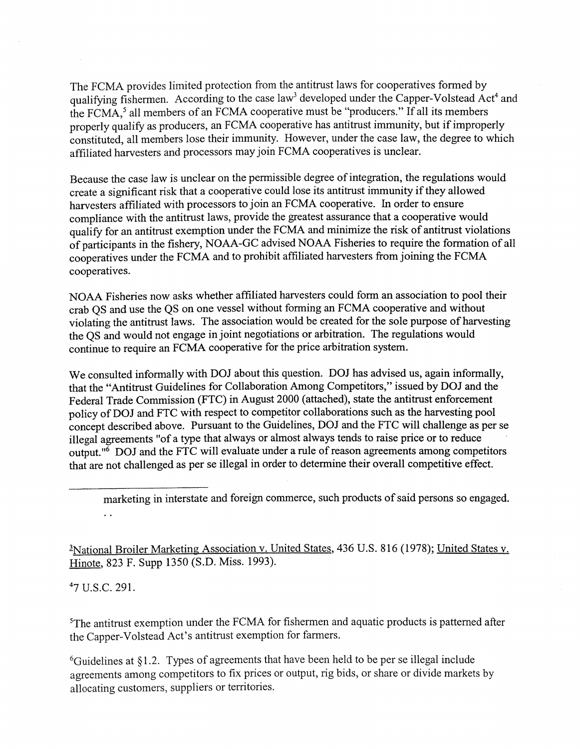The FCMA provides limited protection from the antitrust laws for cooperatives formed by qualifying fishermen. According to the case law[3] developed under the Capper-Volstead Act[4] and the FCMA,[5] all members of an FCMA cooperative must be "producers." If all its members properly qualify as producers, an FCMA cooperative has antitrust immunity, but if improperly constituted, all members lose their immunity. However, under the case law, the degree to which affiliated harvesters and processors may join FCMA cooperatives is unclear.

Because the case law is unclear on the permissible degree of integration, the regulations would create a significant risk that a cooperative could lose its antitrust immunity if they allowed harvesters affiliated with processors to join an FCMA cooperative. In order to ensure compliance with the antitrust laws, provide the greatest assurance that a cooperative would qualify for an antitrust exemption under the FCMA and minimize the risk of antitrust violations of participants in the fishery, NOAA-GC advised NOAA Fisheries to require the formation of all cooperatives under the FCMA and to prohibit affiliated harvesters from joining the FCMA cooperatives.

NOAA Fisheries now asks whether affiliated harvesters could form an association to pool their crab QS and use the QS on one vessel without forming an FCMA cooperative and without violating the antitrust laws. The association would be created for the sole purpose of harvesting the QS and would not engage in joint negotiations or arbitration. The regulations would continue to require an FCMA cooperative for the price arbitration system.

We consulted informally with DOJ about this question. DOJ has advised us, again informally, that the "Antitrust Guidelines for Collaboration Among Competitors," issued by DOJ and the Federal Trade Commission (FTC) in August 2000 (attached), state the antitrust enforcement policy of DOJ and FTC with respect to competitor collaborations such as the harvesting pool concept described above. Pursuant to the Guidelines, DOJ and the FTC will challenge as per se illegal agreements "of a type that always or almost always tends to raise price or to reduce output."[6] DOJ and the FTC will evaluate under a rule of reason agreements among competitors that are not challenged as per se illegal in order to determine their overall competitive effect.

---

marketing in interstate and foreign commerce, such products of said persons so engaged. . .

[3] National Broiler Marketing Association v. United States, 436 U.S. 816 (1978); United States v. Hinote, 823 F. Supp 1350 (S.D. Miss. 1993).

[4] 7 U.S.C. 291.

[5] The antitrust exemption under the FCMA for fishermen and aquatic products is patterned after the Capper-Volstead Act's antitrust exemption for farmers.

[6] Guidelines at §1.2. Types of agreements that have been held to be per se illegal include agreements among competitors to fix prices or output, rig bids, or share or divide markets by allocating customers, suppliers or territories.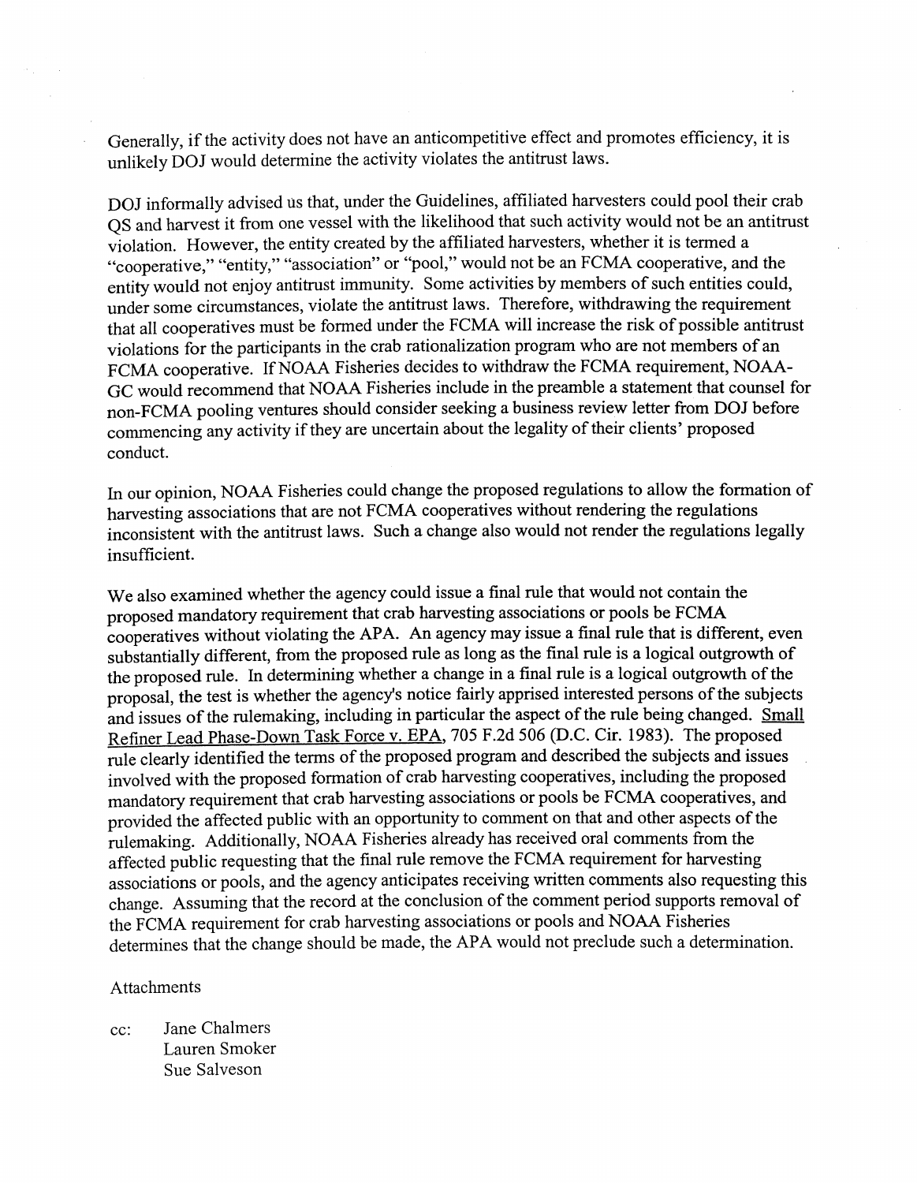Generally, if the activity does not have an anticompetitive effect and promotes efficiency, it is unlikely DOJ would determine the activity violates the antitrust laws.

DOJ informally advised us that, under the Guidelines, affiliated harvesters could pool their crab QS and harvest it from one vessel with the likelihood that such activity would not be an antitrust violation. However, the entity created by the affiliated harvesters, whether it is termed a "cooperative," "entity," "association" or "pool," would not be an FCMA cooperative, and the entity would not enjoy antitrust immunity. Some activities by members of such entities could, under some circumstances, violate the antitrust laws. Therefore, withdrawing the requirement that all cooperatives must be formed under the FCMA will increase the risk of possible antitrust violations for the participants in the crab rationalization program who are not members of an FCMA cooperative. If NOAA Fisheries decides to withdraw the FCMA requirement, NOAA-GC would recommend that NOAA Fisheries include in the preamble a statement that counsel for non-FCMA pooling ventures should consider seeking a business review letter from DOJ before commencing any activity if they are uncertain about the legality of their clients' proposed conduct.

In our opinion, NOAA Fisheries could change the proposed regulations to allow the formation of harvesting associations that are not FCMA cooperatives without rendering the regulations inconsistent with the antitrust laws. Such a change also would not render the regulations legally insufficient.

We also examined whether the agency could issue a final rule that would not contain the proposed mandatory requirement that crab harvesting associations or pools be FCMA cooperatives without violating the APA. An agency may issue a final rule that is different, even substantially different, from the proposed rule as long as the final rule is a logical outgrowth of the proposed rule. In determining whether a change in a final rule is a logical outgrowth of the proposal, the test is whether the agency's notice fairly apprised interested persons of the subjects and issues of the rulemaking, including in particular the aspect of the rule being changed. Small Refiner Lead Phase-Down Task Force v. EPA, 705 F.2d 506 (D.C. Cir. 1983). The proposed rule clearly identified the terms of the proposed program and described the subjects and issues involved with the proposed formation of crab harvesting cooperatives, including the proposed mandatory requirement that crab harvesting associations or pools be FCMA cooperatives, and provided the affected public with an opportunity to comment on that and other aspects of the rulemaking. Additionally, NOAA Fisheries already has received oral comments from the affected public requesting that the final rule remove the FCMA requirement for harvesting associations or pools, and the agency anticipates receiving written comments also requesting this change. Assuming that the record at the conclusion of the comment period supports removal of the FCMA requirement for crab harvesting associations or pools and NOAA Fisheries determines that the change should be made, the APA would not preclude such a determination.

Attachments

cc: Jane Chalmers
Lauren Smoker
Sue Salveson